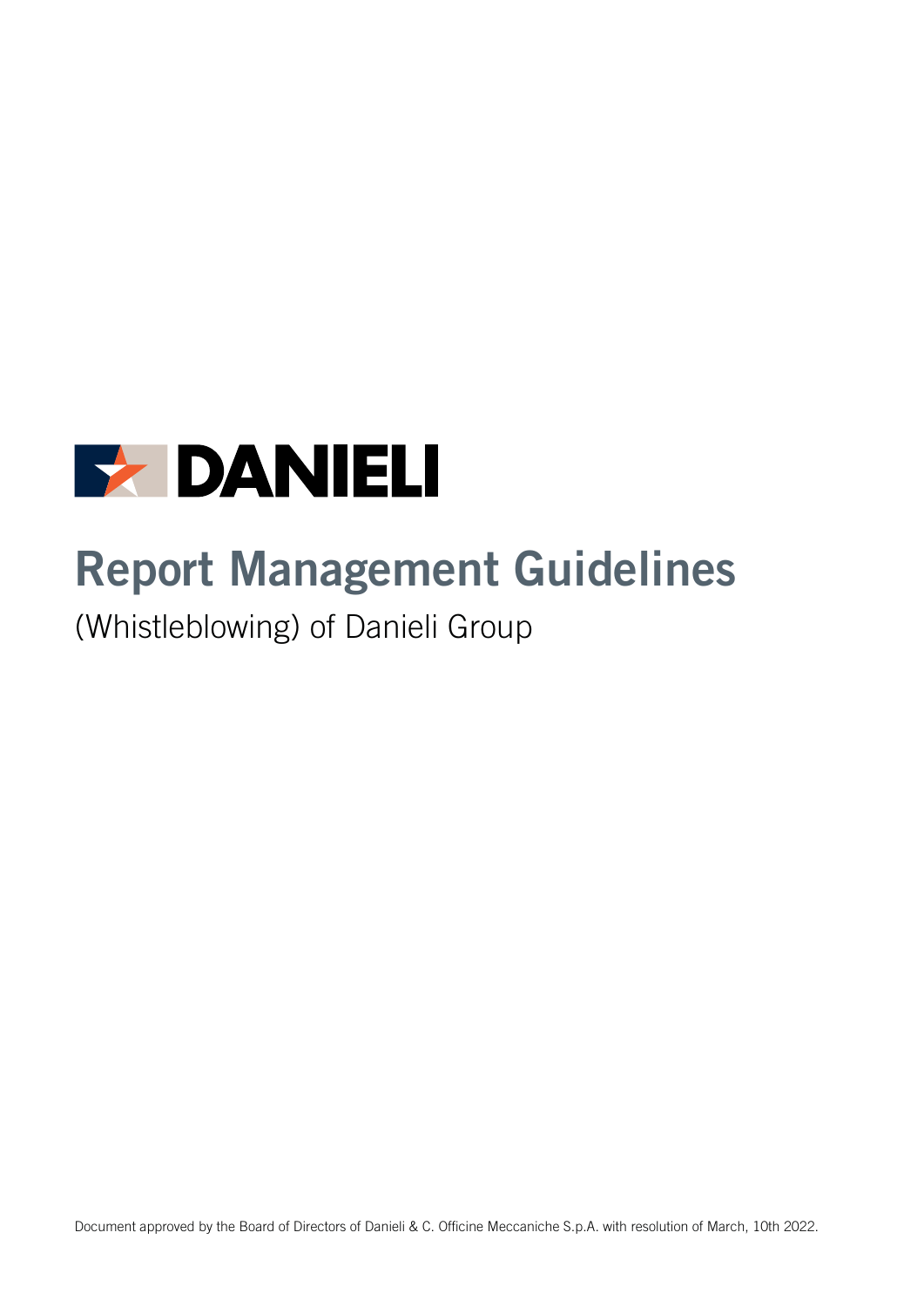DANIELI

# Report Management Guidelines

(Whistleblowing) of Danieli Group

Document approved by the Board of Directors of Danieli & C. Officine Meccaniche S.p.A. with resolution of March, 10th 2022.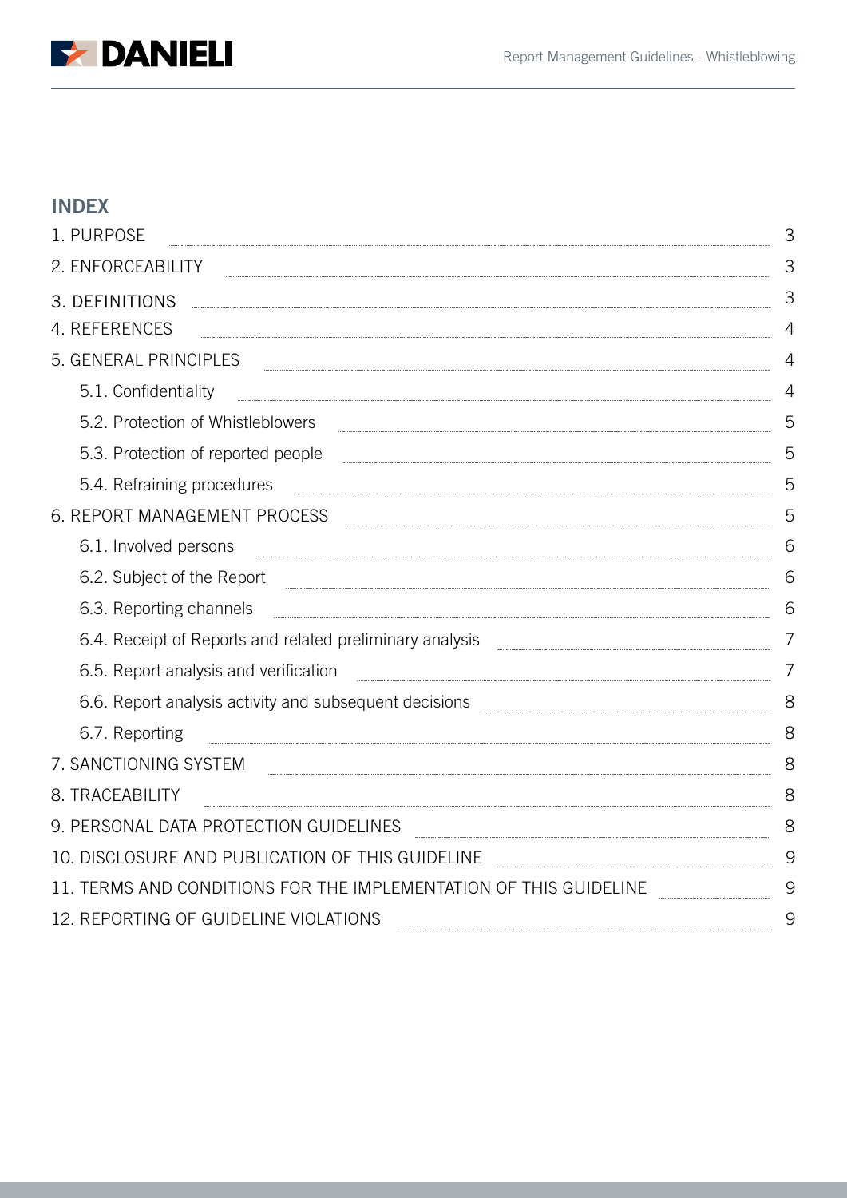## INDEX

1. PURPOSE ... 3
2. ENFORCEABILITY ... 3
3. DEFINITIONS ... 3
4. REFERENCES ... 4
5. GENERAL PRINCIPLES ... 4
    - 5.1. Confidentiality ... 4
    - 5.2. Protection of Whistleblowers ... 5
    - 5.3. Protection of reported people ... 5
    - 5.4. Refraining procedures ... 5
6. REPORT MANAGEMENT PROCESS ... 5
    - 6.1. Involved persons ... 6
    - 6.2. Subject of the Report ... 6
    - 6.3. Reporting channels ... 6
    - 6.4. Receipt of Reports and related preliminary analysis ... 7
    - 6.5. Report analysis and verification ... 7
    - 6.6. Report analysis activity and subsequent decisions ... 8
    - 6.7. Reporting ... 8
7. SANCTIONING SYSTEM ... 8
8. TRACEABILITY ... 8
9. PERSONAL DATA PROTECTION GUIDELINES ... 8
10. DISCLOSURE AND PUBLICATION OF THIS GUIDELINE ... 9
11. TERMS AND CONDITIONS FOR THE IMPLEMENTATION OF THIS GUIDELINE ... 9
12. REPORTING OF GUIDELINE VIOLATIONS ... 9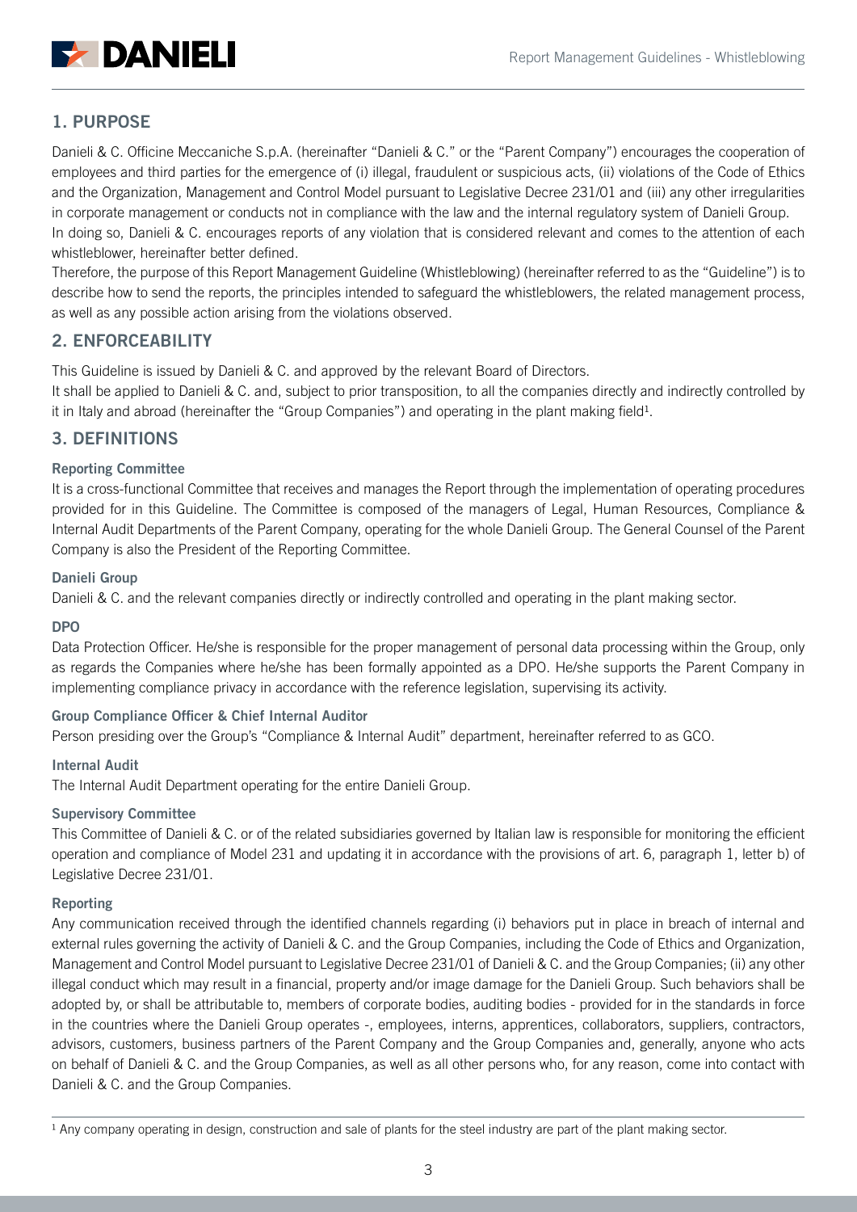## 1. PURPOSE

Danieli & C. Officine Meccaniche S.p.A. (hereinafter "Danieli & C." or the "Parent Company") encourages the cooperation of employees and third parties for the emergence of (i) illegal, fraudulent or suspicious acts, (ii) violations of the Code of Ethics and the Organization, Management and Control Model pursuant to Legislative Decree 231/01 and (iii) any other irregularities in corporate management or conducts not in compliance with the law and the internal regulatory system of Danieli Group.

In doing so, Danieli & C. encourages reports of any violation that is considered relevant and comes to the attention of each whistleblower, hereinafter better defined.

Therefore, the purpose of this Report Management Guideline (Whistleblowing) (hereinafter referred to as the "Guideline") is to describe how to send the reports, the principles intended to safeguard the whistleblowers, the related management process, as well as any possible action arising from the violations observed.

## 2. ENFORCEABILITY

This Guideline is issued by Danieli & C. and approved by the relevant Board of Directors.

It shall be applied to Danieli & C. and, subject to prior transposition, to all the companies directly and indirectly controlled by it in Italy and abroad (hereinafter the "Group Companies") and operating in the plant making field[1].

## 3. DEFINITIONS

### Reporting Committee

It is a cross-functional Committee that receives and manages the Report through the implementation of operating procedures provided for in this Guideline. The Committee is composed of the managers of Legal, Human Resources, Compliance & Internal Audit Departments of the Parent Company, operating for the whole Danieli Group. The General Counsel of the Parent Company is also the President of the Reporting Committee.

### Danieli Group

Danieli & C. and the relevant companies directly or indirectly controlled and operating in the plant making sector.

### DPO

Data Protection Officer. He/she is responsible for the proper management of personal data processing within the Group, only as regards the Companies where he/she has been formally appointed as a DPO. He/she supports the Parent Company in implementing compliance privacy in accordance with the reference legislation, supervising its activity.

### Group Compliance Officer & Chief Internal Auditor

Person presiding over the Group's "Compliance & Internal Audit" department, hereinafter referred to as GCO.

### Internal Audit

The Internal Audit Department operating for the entire Danieli Group.

### Supervisory Committee

This Committee of Danieli & C. or of the related subsidiaries governed by Italian law is responsible for monitoring the efficient operation and compliance of Model 231 and updating it in accordance with the provisions of art. 6, paragraph 1, letter b) of Legislative Decree 231/01.

### Reporting

Any communication received through the identified channels regarding (i) behaviors put in place in breach of internal and external rules governing the activity of Danieli & C. and the Group Companies, including the Code of Ethics and Organization, Management and Control Model pursuant to Legislative Decree 231/01 of Danieli & C. and the Group Companies; (ii) any other illegal conduct which may result in a financial, property and/or image damage for the Danieli Group. Such behaviors shall be adopted by, or shall be attributable to, members of corporate bodies, auditing bodies - provided for in the standards in force in the countries where the Danieli Group operates -, employees, interns, apprentices, collaborators, suppliers, contractors, advisors, customers, business partners of the Parent Company and the Group Companies and, generally, anyone who acts on behalf of Danieli & C. and the Group Companies, as well as all other persons who, for any reason, come into contact with Danieli & C. and the Group Companies.

---

[1] Any company operating in design, construction and sale of plants for the steel industry are part of the plant making sector.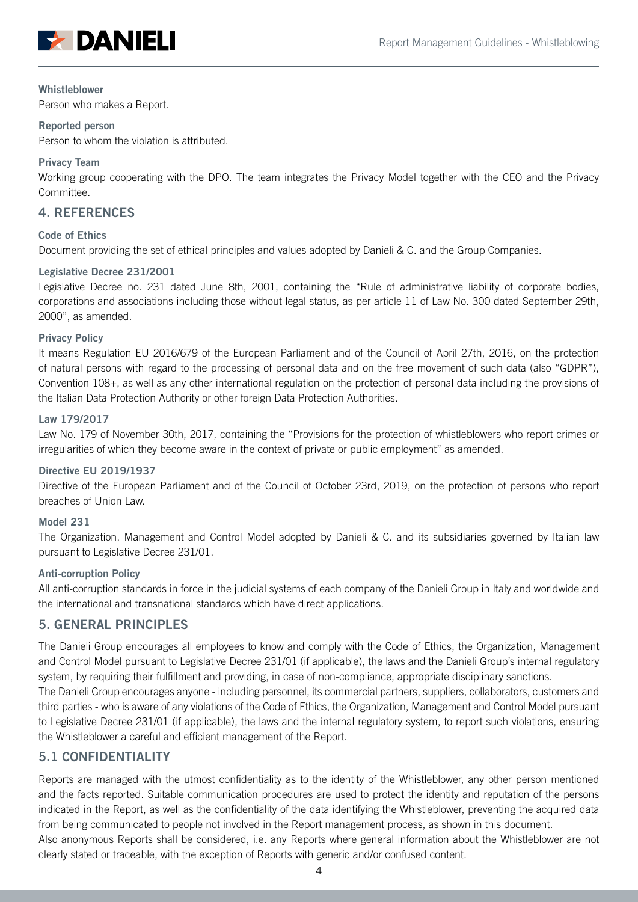**Whistleblower**

Person who makes a Report.

**Reported person**

Person to whom the violation is attributed.

**Privacy Team**

Working group cooperating with the DPO. The team integrates the Privacy Model together with the CEO and the Privacy Committee.

## 4. REFERENCES

**Code of Ethics**

Document providing the set of ethical principles and values adopted by Danieli & C. and the Group Companies.

**Legislative Decree 231/2001**

Legislative Decree no. 231 dated June 8th, 2001, containing the "Rule of administrative liability of corporate bodies, corporations and associations including those without legal status, as per article 11 of Law No. 300 dated September 29th, 2000", as amended.

**Privacy Policy**

It means Regulation EU 2016/679 of the European Parliament and of the Council of April 27th, 2016, on the protection of natural persons with regard to the processing of personal data and on the free movement of such data (also "GDPR"), Convention 108+, as well as any other international regulation on the protection of personal data including the provisions of the Italian Data Protection Authority or other foreign Data Protection Authorities.

**Law 179/2017**

Law No. 179 of November 30th, 2017, containing the "Provisions for the protection of whistleblowers who report crimes or irregularities of which they become aware in the context of private or public employment" as amended.

**Directive EU 2019/1937**

Directive of the European Parliament and of the Council of October 23rd, 2019, on the protection of persons who report breaches of Union Law.

**Model 231**

The Organization, Management and Control Model adopted by Danieli & C. and its subsidiaries governed by Italian law pursuant to Legislative Decree 231/01.

**Anti-corruption Policy**

All anti-corruption standards in force in the judicial systems of each company of the Danieli Group in Italy and worldwide and the international and transnational standards which have direct applications.

## 5. GENERAL PRINCIPLES

The Danieli Group encourages all employees to know and comply with the Code of Ethics, the Organization, Management and Control Model pursuant to Legislative Decree 231/01 (if applicable), the laws and the Danieli Group's internal regulatory system, by requiring their fulfillment and providing, in case of non-compliance, appropriate disciplinary sanctions.

The Danieli Group encourages anyone - including personnel, its commercial partners, suppliers, collaborators, customers and third parties - who is aware of any violations of the Code of Ethics, the Organization, Management and Control Model pursuant to Legislative Decree 231/01 (if applicable), the laws and the internal regulatory system, to report such violations, ensuring the Whistleblower a careful and efficient management of the Report.

## 5.1 CONFIDENTIALITY

Reports are managed with the utmost confidentiality as to the identity of the Whistleblower, any other person mentioned and the facts reported. Suitable communication procedures are used to protect the identity and reputation of the persons indicated in the Report, as well as the confidentiality of the data identifying the Whistleblower, preventing the acquired data from being communicated to people not involved in the Report management process, as shown in this document.

Also anonymous Reports shall be considered, i.e. any Reports where general information about the Whistleblower are not clearly stated or traceable, with the exception of Reports with generic and/or confused content.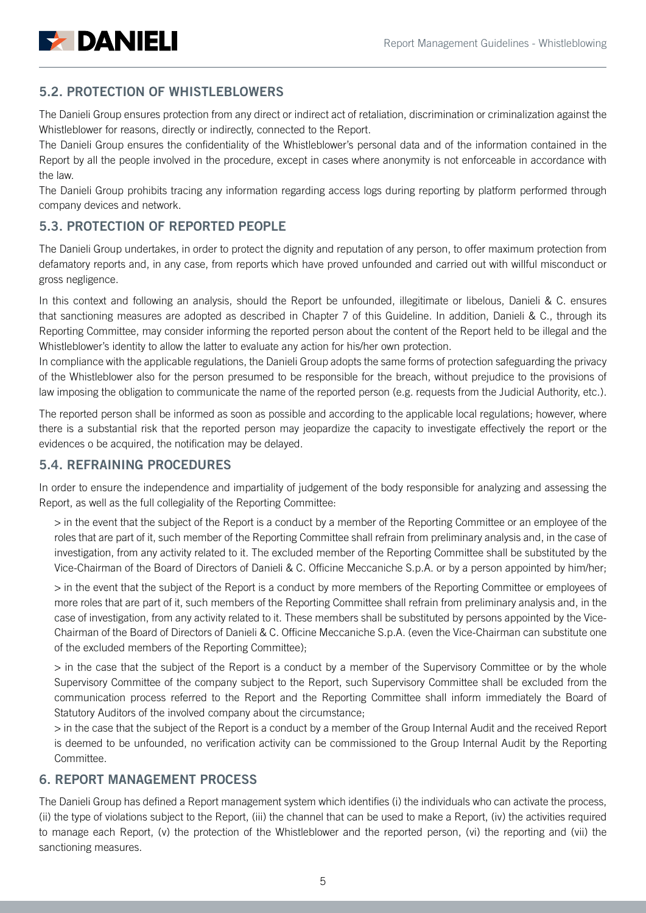## 5.2. PROTECTION OF WHISTLEBLOWERS

The Danieli Group ensures protection from any direct or indirect act of retaliation, discrimination or criminalization against the Whistleblower for reasons, directly or indirectly, connected to the Report.

The Danieli Group ensures the confidentiality of the Whistleblower's personal data and of the information contained in the Report by all the people involved in the procedure, except in cases where anonymity is not enforceable in accordance with the law.

The Danieli Group prohibits tracing any information regarding access logs during reporting by platform performed through company devices and network.

## 5.3. PROTECTION OF REPORTED PEOPLE

The Danieli Group undertakes, in order to protect the dignity and reputation of any person, to offer maximum protection from defamatory reports and, in any case, from reports which have proved unfounded and carried out with willful misconduct or gross negligence.

In this context and following an analysis, should the Report be unfounded, illegitimate or libelous, Danieli & C. ensures that sanctioning measures are adopted as described in Chapter 7 of this Guideline. In addition, Danieli & C., through its Reporting Committee, may consider informing the reported person about the content of the Report held to be illegal and the Whistleblower's identity to allow the latter to evaluate any action for his/her own protection.

In compliance with the applicable regulations, the Danieli Group adopts the same forms of protection safeguarding the privacy of the Whistleblower also for the person presumed to be responsible for the breach, without prejudice to the provisions of law imposing the obligation to communicate the name of the reported person (e.g. requests from the Judicial Authority, etc.).

The reported person shall be informed as soon as possible and according to the applicable local regulations; however, where there is a substantial risk that the reported person may jeopardize the capacity to investigate effectively the report or the evidences o be acquired, the notification may be delayed.

## 5.4. REFRAINING PROCEDURES

In order to ensure the independence and impartiality of judgement of the body responsible for analyzing and assessing the Report, as well as the full collegiality of the Reporting Committee:

> in the event that the subject of the Report is a conduct by a member of the Reporting Committee or an employee of the roles that are part of it, such member of the Reporting Committee shall refrain from preliminary analysis and, in the case of investigation, from any activity related to it. The excluded member of the Reporting Committee shall be substituted by the Vice-Chairman of the Board of Directors of Danieli & C. Officine Meccaniche S.p.A. or by a person appointed by him/her;

> in the event that the subject of the Report is a conduct by more members of the Reporting Committee or employees of more roles that are part of it, such members of the Reporting Committee shall refrain from preliminary analysis and, in the case of investigation, from any activity related to it. These members shall be substituted by persons appointed by the Vice-Chairman of the Board of Directors of Danieli & C. Officine Meccaniche S.p.A. (even the Vice-Chairman can substitute one of the excluded members of the Reporting Committee);

> in the case that the subject of the Report is a conduct by a member of the Supervisory Committee or by the whole Supervisory Committee of the company subject to the Report, such Supervisory Committee shall be excluded from the communication process referred to the Report and the Reporting Committee shall inform immediately the Board of Statutory Auditors of the involved company about the circumstance;

> in the case that the subject of the Report is a conduct by a member of the Group Internal Audit and the received Report is deemed to be unfounded, no verification activity can be commissioned to the Group Internal Audit by the Reporting Committee.

# 6. REPORT MANAGEMENT PROCESS

The Danieli Group has defined a Report management system which identifies (i) the individuals who can activate the process, (ii) the type of violations subject to the Report, (iii) the channel that can be used to make a Report, (iv) the activities required to manage each Report, (v) the protection of the Whistleblower and the reported person, (vi) the reporting and (vii) the sanctioning measures.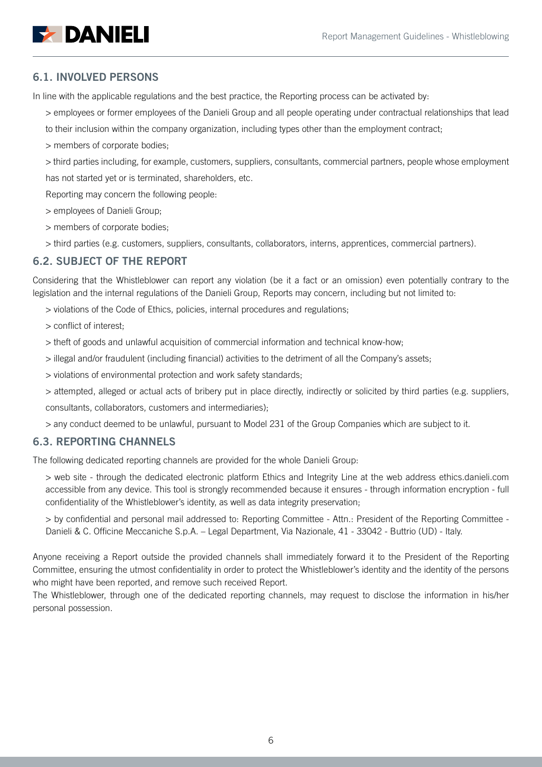## 6.1. INVOLVED PERSONS

In line with the applicable regulations and the best practice, the Reporting process can be activated by:

> employees or former employees of the Danieli Group and all people operating under contractual relationships that lead to their inclusion within the company organization, including types other than the employment contract;

> members of corporate bodies;

> third parties including, for example, customers, suppliers, consultants, commercial partners, people whose employment has not started yet or is terminated, shareholders, etc.

Reporting may concern the following people:

> employees of Danieli Group;

> members of corporate bodies;

> third parties (e.g. customers, suppliers, consultants, collaborators, interns, apprentices, commercial partners).

## 6.2. SUBJECT OF THE REPORT

Considering that the Whistleblower can report any violation (be it a fact or an omission) even potentially contrary to the legislation and the internal regulations of the Danieli Group, Reports may concern, including but not limited to:

> violations of the Code of Ethics, policies, internal procedures and regulations;

> conflict of interest;

> theft of goods and unlawful acquisition of commercial information and technical know-how;

> illegal and/or fraudulent (including financial) activities to the detriment of all the Company's assets;

> violations of environmental protection and work safety standards;

> attempted, alleged or actual acts of bribery put in place directly, indirectly or solicited by third parties (e.g. suppliers, consultants, collaborators, customers and intermediaries);

> any conduct deemed to be unlawful, pursuant to Model 231 of the Group Companies which are subject to it.

## 6.3. REPORTING CHANNELS

The following dedicated reporting channels are provided for the whole Danieli Group:

> web site - through the dedicated electronic platform Ethics and Integrity Line at the web address ethics.danieli.com accessible from any device. This tool is strongly recommended because it ensures - through information encryption - full confidentiality of the Whistleblower's identity, as well as data integrity preservation;

> by confidential and personal mail addressed to: Reporting Committee - Attn.: President of the Reporting Committee - Danieli & C. Officine Meccaniche S.p.A. – Legal Department, Via Nazionale, 41 - 33042 - Buttrio (UD) - Italy.

Anyone receiving a Report outside the provided channels shall immediately forward it to the President of the Reporting Committee, ensuring the utmost confidentiality in order to protect the Whistleblower's identity and the identity of the persons who might have been reported, and remove such received Report.

The Whistleblower, through one of the dedicated reporting channels, may request to disclose the information in his/her personal possession.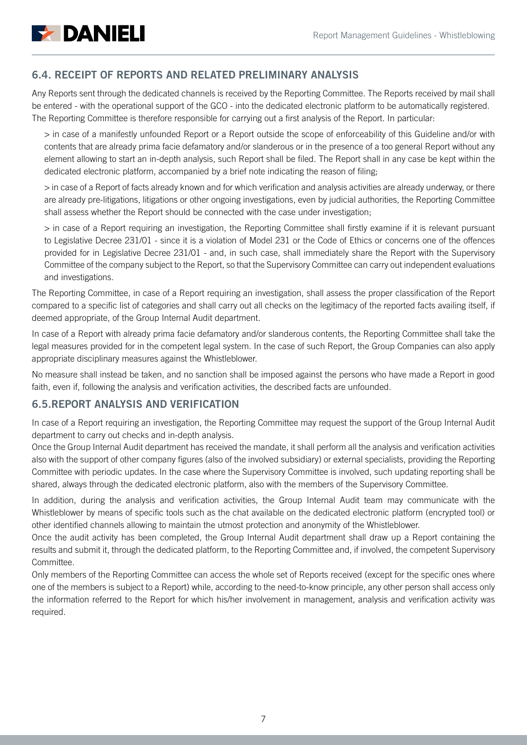## 6.4. RECEIPT OF REPORTS AND RELATED PRELIMINARY ANALYSIS

Any Reports sent through the dedicated channels is received by the Reporting Committee. The Reports received by mail shall be entered - with the operational support of the GCO - into the dedicated electronic platform to be automatically registered. The Reporting Committee is therefore responsible for carrying out a first analysis of the Report. In particular:

> in case of a manifestly unfounded Report or a Report outside the scope of enforceability of this Guideline and/or with contents that are already prima facie defamatory and/or slanderous or in the presence of a too general Report without any element allowing to start an in-depth analysis, such Report shall be filed. The Report shall in any case be kept within the dedicated electronic platform, accompanied by a brief note indicating the reason of filing;

> in case of a Report of facts already known and for which verification and analysis activities are already underway, or there are already pre-litigations, litigations or other ongoing investigations, even by judicial authorities, the Reporting Committee shall assess whether the Report should be connected with the case under investigation;

> in case of a Report requiring an investigation, the Reporting Committee shall firstly examine if it is relevant pursuant to Legislative Decree 231/01 - since it is a violation of Model 231 or the Code of Ethics or concerns one of the offences provided for in Legislative Decree 231/01 - and, in such case, shall immediately share the Report with the Supervisory Committee of the company subject to the Report, so that the Supervisory Committee can carry out independent evaluations and investigations.

The Reporting Committee, in case of a Report requiring an investigation, shall assess the proper classification of the Report compared to a specific list of categories and shall carry out all checks on the legitimacy of the reported facts availing itself, if deemed appropriate, of the Group Internal Audit department.

In case of a Report with already prima facie defamatory and/or slanderous contents, the Reporting Committee shall take the legal measures provided for in the competent legal system. In the case of such Report, the Group Companies can also apply appropriate disciplinary measures against the Whistleblower.

No measure shall instead be taken, and no sanction shall be imposed against the persons who have made a Report in good faith, even if, following the analysis and verification activities, the described facts are unfounded.

## 6.5.REPORT ANALYSIS AND VERIFICATION

In case of a Report requiring an investigation, the Reporting Committee may request the support of the Group Internal Audit department to carry out checks and in-depth analysis.

Once the Group Internal Audit department has received the mandate, it shall perform all the analysis and verification activities also with the support of other company figures (also of the involved subsidiary) or external specialists, providing the Reporting Committee with periodic updates. In the case where the Supervisory Committee is involved, such updating reporting shall be shared, always through the dedicated electronic platform, also with the members of the Supervisory Committee.

In addition, during the analysis and verification activities, the Group Internal Audit team may communicate with the Whistleblower by means of specific tools such as the chat available on the dedicated electronic platform (encrypted tool) or other identified channels allowing to maintain the utmost protection and anonymity of the Whistleblower.

Once the audit activity has been completed, the Group Internal Audit department shall draw up a Report containing the results and submit it, through the dedicated platform, to the Reporting Committee and, if involved, the competent Supervisory Committee.

Only members of the Reporting Committee can access the whole set of Reports received (except for the specific ones where one of the members is subject to a Report) while, according to the need-to-know principle, any other person shall access only the information referred to the Report for which his/her involvement in management, analysis and verification activity was required.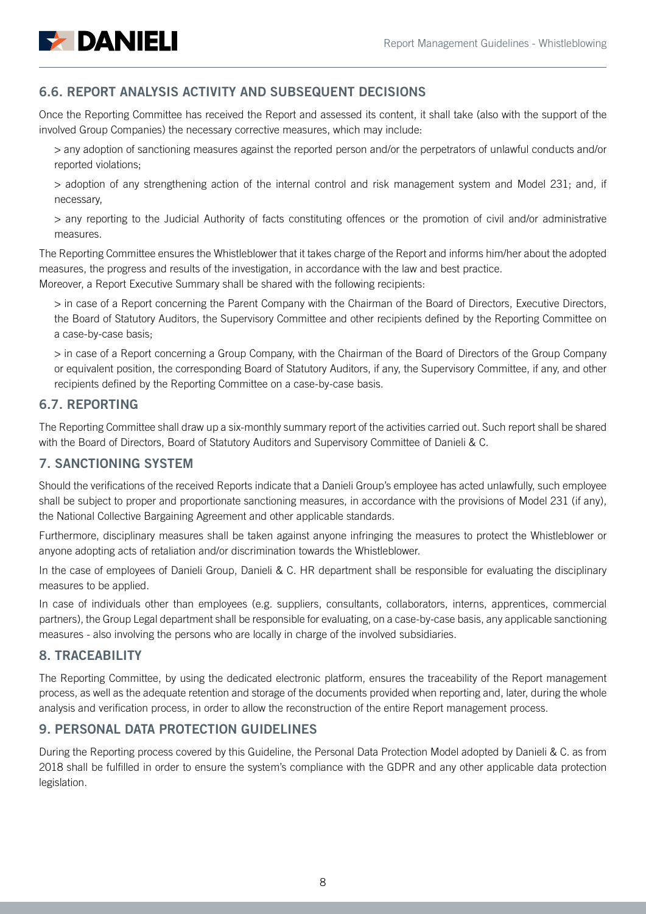## 6.6. REPORT ANALYSIS ACTIVITY AND SUBSEQUENT DECISIONS

Once the Reporting Committee has received the Report and assessed its content, it shall take (also with the support of the involved Group Companies) the necessary corrective measures, which may include:

> any adoption of sanctioning measures against the reported person and/or the perpetrators of unlawful conducts and/or reported violations;

> adoption of any strengthening action of the internal control and risk management system and Model 231; and, if necessary,

> any reporting to the Judicial Authority of facts constituting offences or the promotion of civil and/or administrative measures.

The Reporting Committee ensures the Whistleblower that it takes charge of the Report and informs him/her about the adopted measures, the progress and results of the investigation, in accordance with the law and best practice.
Moreover, a Report Executive Summary shall be shared with the following recipients:

> in case of a Report concerning the Parent Company with the Chairman of the Board of Directors, Executive Directors, the Board of Statutory Auditors, the Supervisory Committee and other recipients defined by the Reporting Committee on a case-by-case basis;

> in case of a Report concerning a Group Company, with the Chairman of the Board of Directors of the Group Company or equivalent position, the corresponding Board of Statutory Auditors, if any, the Supervisory Committee, if any, and other recipients defined by the Reporting Committee on a case-by-case basis.

## 6.7. REPORTING

The Reporting Committee shall draw up a six-monthly summary report of the activities carried out. Such report shall be shared with the Board of Directors, Board of Statutory Auditors and Supervisory Committee of Danieli & C.

## 7. SANCTIONING SYSTEM

Should the verifications of the received Reports indicate that a Danieli Group's employee has acted unlawfully, such employee shall be subject to proper and proportionate sanctioning measures, in accordance with the provisions of Model 231 (if any), the National Collective Bargaining Agreement and other applicable standards.

Furthermore, disciplinary measures shall be taken against anyone infringing the measures to protect the Whistleblower or anyone adopting acts of retaliation and/or discrimination towards the Whistleblower.

In the case of employees of Danieli Group, Danieli & C. HR department shall be responsible for evaluating the disciplinary measures to be applied.

In case of individuals other than employees (e.g. suppliers, consultants, collaborators, interns, apprentices, commercial partners), the Group Legal department shall be responsible for evaluating, on a case-by-case basis, any applicable sanctioning measures - also involving the persons who are locally in charge of the involved subsidiaries.

## 8. TRACEABILITY

The Reporting Committee, by using the dedicated electronic platform, ensures the traceability of the Report management process, as well as the adequate retention and storage of the documents provided when reporting and, later, during the whole analysis and verification process, in order to allow the reconstruction of the entire Report management process.

## 9. PERSONAL DATA PROTECTION GUIDELINES

During the Reporting process covered by this Guideline, the Personal Data Protection Model adopted by Danieli & C. as from 2018 shall be fulfilled in order to ensure the system's compliance with the GDPR and any other applicable data protection legislation.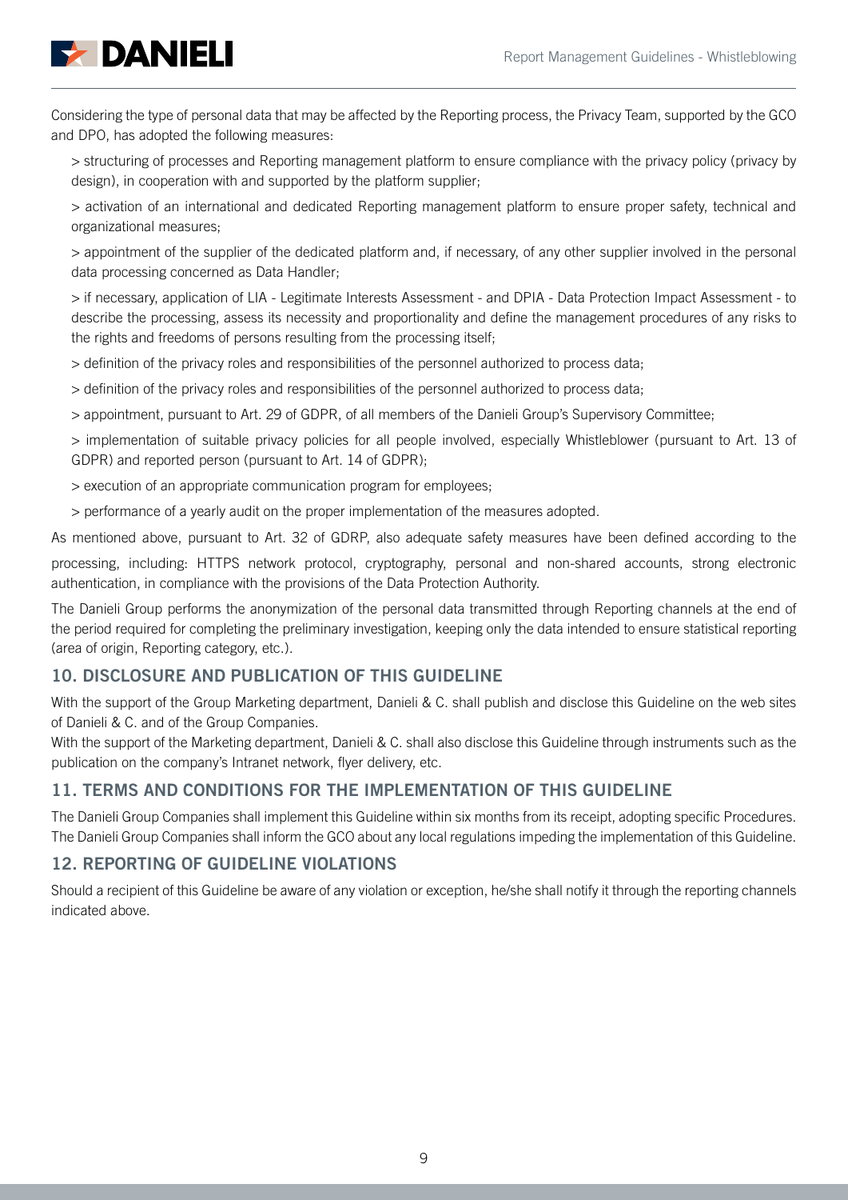Considering the type of personal data that may be affected by the Reporting process, the Privacy Team, supported by the GCO and DPO, has adopted the following measures:

> structuring of processes and Reporting management platform to ensure compliance with the privacy policy (privacy by design), in cooperation with and supported by the platform supplier;

> activation of an international and dedicated Reporting management platform to ensure proper safety, technical and organizational measures;

> appointment of the supplier of the dedicated platform and, if necessary, of any other supplier involved in the personal data processing concerned as Data Handler;

> if necessary, application of LIA - Legitimate Interests Assessment - and DPIA - Data Protection Impact Assessment - to describe the processing, assess its necessity and proportionality and define the management procedures of any risks to the rights and freedoms of persons resulting from the processing itself;

> definition of the privacy roles and responsibilities of the personnel authorized to process data;

> definition of the privacy roles and responsibilities of the personnel authorized to process data;

> appointment, pursuant to Art. 29 of GDPR, of all members of the Danieli Group's Supervisory Committee;

> implementation of suitable privacy policies for all people involved, especially Whistleblower (pursuant to Art. 13 of GDPR) and reported person (pursuant to Art. 14 of GDPR);

> execution of an appropriate communication program for employees;

> performance of a yearly audit on the proper implementation of the measures adopted.

As mentioned above, pursuant to Art. 32 of GDRP, also adequate safety measures have been defined according to the processing, including: HTTPS network protocol, cryptography, personal and non-shared accounts, strong electronic authentication, in compliance with the provisions of the Data Protection Authority.

The Danieli Group performs the anonymization of the personal data transmitted through Reporting channels at the end of the period required for completing the preliminary investigation, keeping only the data intended to ensure statistical reporting (area of origin, Reporting category, etc.).

## 10. DISCLOSURE AND PUBLICATION OF THIS GUIDELINE

With the support of the Group Marketing department, Danieli & C. shall publish and disclose this Guideline on the web sites of Danieli & C. and of the Group Companies.

With the support of the Marketing department, Danieli & C. shall also disclose this Guideline through instruments such as the publication on the company's Intranet network, flyer delivery, etc.

## 11. TERMS AND CONDITIONS FOR THE IMPLEMENTATION OF THIS GUIDELINE

The Danieli Group Companies shall implement this Guideline within six months from its receipt, adopting specific Procedures. The Danieli Group Companies shall inform the GCO about any local regulations impeding the implementation of this Guideline.

## 12. REPORTING OF GUIDELINE VIOLATIONS

Should a recipient of this Guideline be aware of any violation or exception, he/she shall notify it through the reporting channels indicated above.